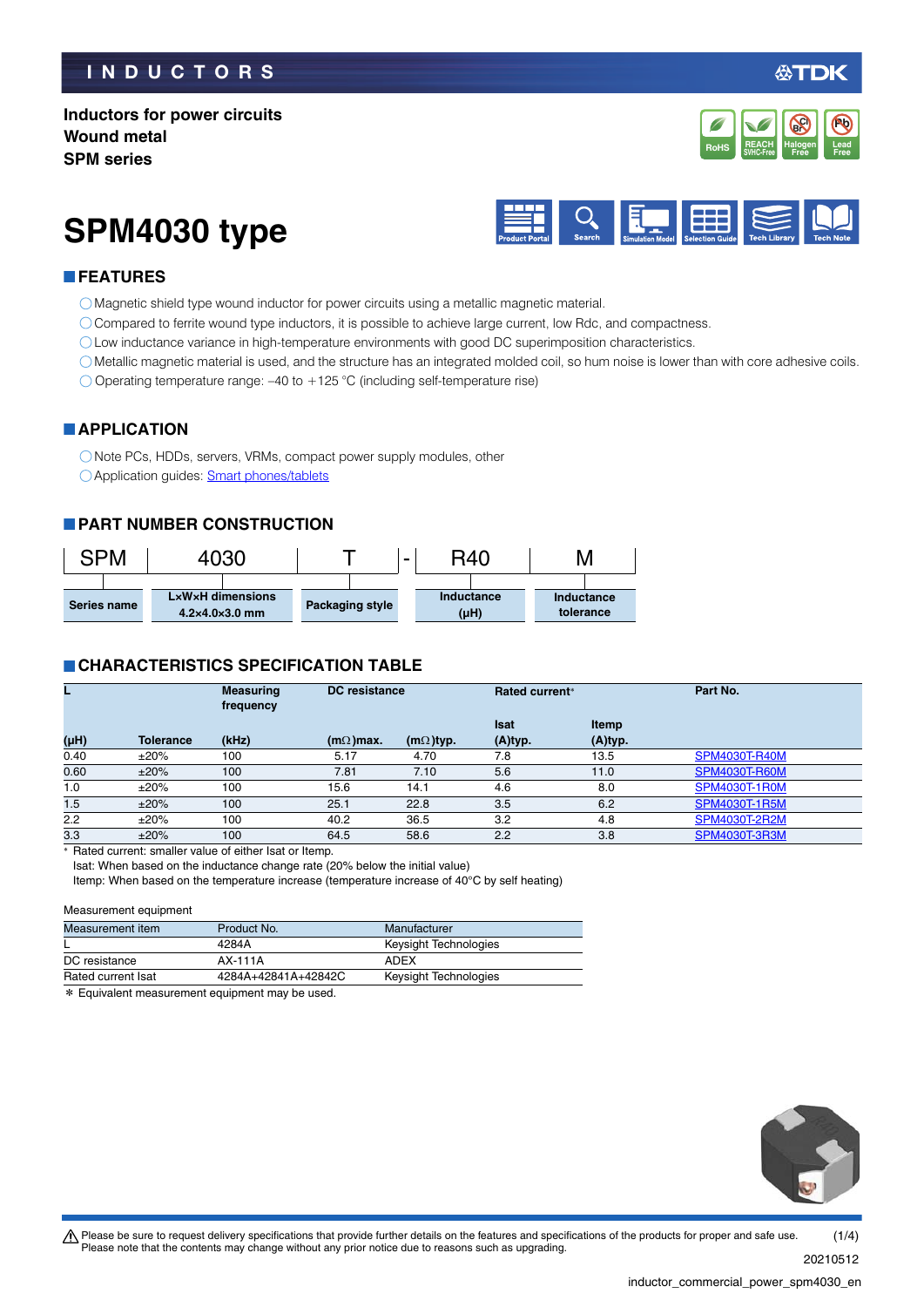INDUCTORS

**Inductors for power circuits**
**Wound metal**
**SPM series**

# SPM4030 type

## FEATURES

- Magnetic shield type wound inductor for power circuits using a metallic magnetic material.
- Compared to ferrite wound type inductors, it is possible to achieve large current, low Rdc, and compactness.
- Low inductance variance in high-temperature environments with good DC superimposition characteristics.
- Metallic magnetic material is used, and the structure has an integrated molded coil, so hum noise is lower than with core adhesive coils.
- Operating temperature range: –40 to +125 °C (including self-temperature rise)

## APPLICATION

- Note PCs, HDDs, servers, VRMs, compact power supply modules, other
- Application guides: Smart phones/tablets

## PART NUMBER CONSTRUCTION

| SPM | 4030 | T | - | R40 | M |
|---|---|---|---|---|---|
| Series name | L×W×H dimensions 4.2×4.0×3.0 mm | Packaging style | | Inductance (μH) | Inductance tolerance |

## CHARACTERISTICS SPECIFICATION TABLE

| L | | Measuring frequency | DC resistance | | Rated current* | | Part No. |
|---|---|---|---|---|---|---|---|
| | | | | | Isat | Itemp | |
| (μH) | Tolerance | (kHz) | (mΩ)max. | (mΩ)typ. | (A)typ. | (A)typ. | |
| 0.40 | ±20% | 100 | 5.17 | 4.70 | 7.8 | 13.5 | SPM4030T-R40M |
| 0.60 | ±20% | 100 | 7.81 | 7.10 | 5.6 | 11.0 | SPM4030T-R60M |
| 1.0 | ±20% | 100 | 15.6 | 14.1 | 4.6 | 8.0 | SPM4030T-1R0M |
| 1.5 | ±20% | 100 | 25.1 | 22.8 | 3.5 | 6.2 | SPM4030T-1R5M |
| 2.2 | ±20% | 100 | 40.2 | 36.5 | 3.2 | 4.8 | SPM4030T-2R2M |
| 3.3 | ±20% | 100 | 64.5 | 58.6 | 2.2 | 3.8 | SPM4030T-3R3M |

* Rated current: smaller value of either Isat or Itemp.
Isat: When based on the inductance change rate (20% below the initial value)
Itemp: When based on the temperature increase (temperature increase of 40°C by self heating)

Measurement equipment

| Measurement item | Product No. | Manufacturer |
|---|---|---|
| L | 4284A | Keysight Technologies |
| DC resistance | AX-111A | ADEX |
| Rated current Isat | 4284A+42841A+42842C | Keysight Technologies |

* Equivalent measurement equipment may be used.

⚠ Please be sure to request delivery specifications that provide further details on the features and specifications of the products for proper and safe use.
Please note that the contents may change without any prior notice due to reasons such as upgrading.

20210512

inductor_commercial_power_spm4030_en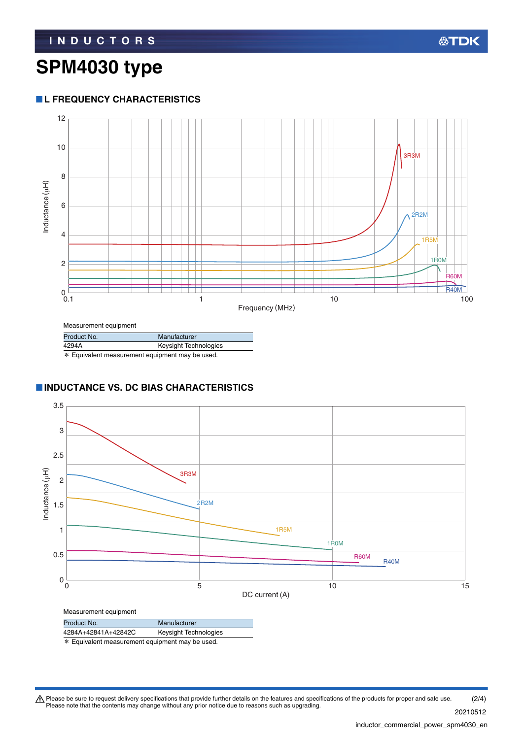# SPM4030 type

## L FREQUENCY CHARACTERISTICS

Measurement equipment

| Product No. | Manufacturer |
|---|---|
| 4294A | Keysight Technologies |

* Equivalent measurement equipment may be used.

## INDUCTANCE VS. DC BIAS CHARACTERISTICS

Measurement equipment

| Product No. | Manufacturer |
|---|---|
| 4284A+42841A+42842C | Keysight Technologies |

* Equivalent measurement equipment may be used.

⚠ Please be sure to request delivery specifications that provide further details on the features and specifications of the products for proper and safe use.
Please note that the contents may change without any prior notice due to reasons such as upgrading.

20210512

inductor_commercial_power_spm4030_en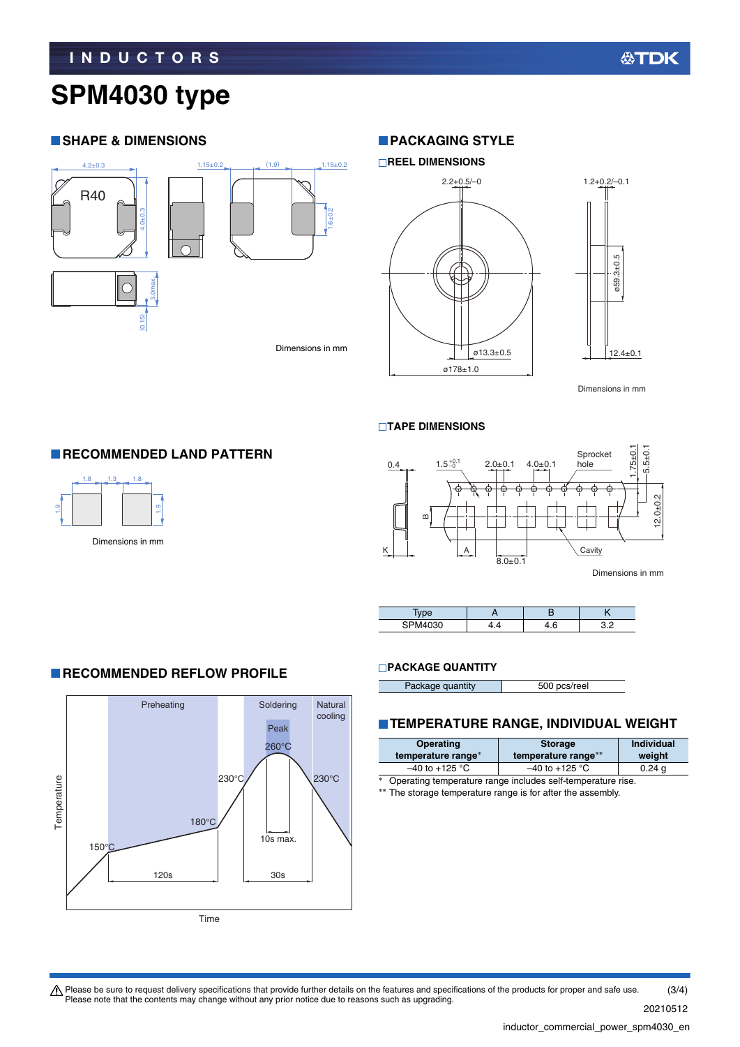# SPM4030 type

## SHAPE & DIMENSIONS

Dimensions in mm

## PACKAGING STYLE

### REEL DIMENSIONS

Dimensions in mm

### TAPE DIMENSIONS

Dimensions in mm

| Type | A | B | K |
| --- | --- | --- | --- |
| SPM4030 | 4.4 | 4.6 | 3.2 |

### PACKAGE QUANTITY

| Package quantity | 500 pcs/reel |
| --- | --- |

## RECOMMENDED LAND PATTERN

Dimensions in mm

## RECOMMENDED REFLOW PROFILE

## TEMPERATURE RANGE, INDIVIDUAL WEIGHT

| Operating temperature range* | Storage temperature range** | Individual weight |
| --- | --- | --- |
| –40 to +125 °C | –40 to +125 °C | 0.24 g |

\* Operating temperature range includes self-temperature rise.
\*\* The storage temperature range is for after the assembly.

⚠ Please be sure to request delivery specifications that provide further details on the features and specifications of the products for proper and safe use.
Please note that the contents may change without any prior notice due to reasons such as upgrading.

20210512

inductor_commercial_power_spm4030_en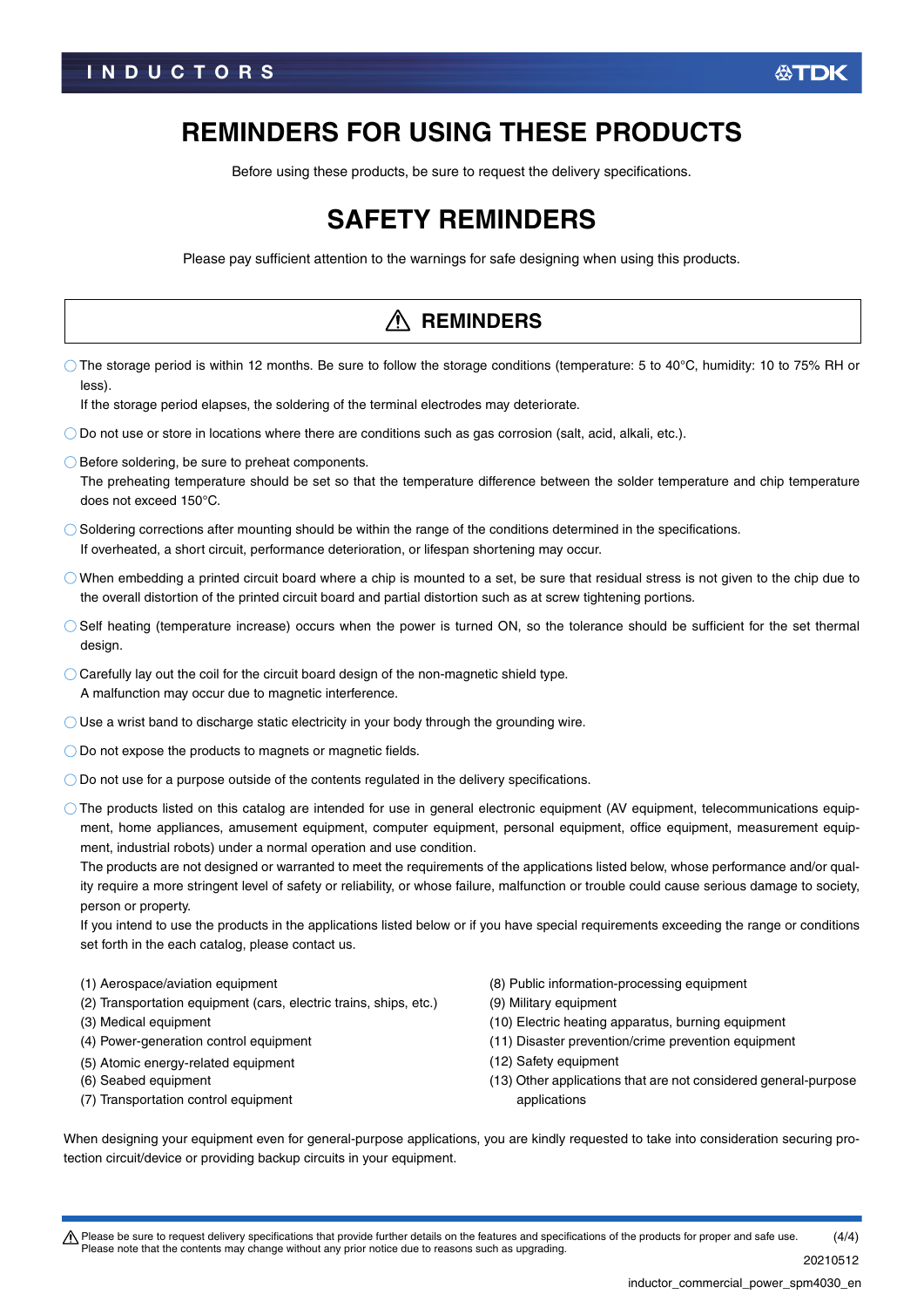# REMINDERS FOR USING THESE PRODUCTS

Before using these products, be sure to request the delivery specifications.

# SAFETY REMINDERS

Please pay sufficient attention to the warnings for safe designing when using this products.

## ⚠ REMINDERS

- The storage period is within 12 months. Be sure to follow the storage conditions (temperature: 5 to 40°C, humidity: 10 to 75% RH or less).
  If the storage period elapses, the soldering of the terminal electrodes may deteriorate.
- Do not use or store in locations where there are conditions such as gas corrosion (salt, acid, alkali, etc.).
- Before soldering, be sure to preheat components.
  The preheating temperature should be set so that the temperature difference between the solder temperature and chip temperature does not exceed 150°C.
- Soldering corrections after mounting should be within the range of the conditions determined in the specifications.
  If overheated, a short circuit, performance deterioration, or lifespan shortening may occur.
- When embedding a printed circuit board where a chip is mounted to a set, be sure that residual stress is not given to the chip due to the overall distortion of the printed circuit board and partial distortion such as at screw tightening portions.
- Self heating (temperature increase) occurs when the power is turned ON, so the tolerance should be sufficient for the set thermal design.
- Carefully lay out the coil for the circuit board design of the non-magnetic shield type.
  A malfunction may occur due to magnetic interference.
- Use a wrist band to discharge static electricity in your body through the grounding wire.
- Do not expose the products to magnets or magnetic fields.
- Do not use for a purpose outside of the contents regulated in the delivery specifications.
- The products listed on this catalog are intended for use in general electronic equipment (AV equipment, telecommunications equipment, home appliances, amusement equipment, computer equipment, personal equipment, office equipment, measurement equipment, industrial robots) under a normal operation and use condition.
  The products are not designed or warranted to meet the requirements of the applications listed below, whose performance and/or quality require a more stringent level of safety or reliability, or whose failure, malfunction or trouble could cause serious damage to society, person or property.
  If you intend to use the products in the applications listed below or if you have special requirements exceeding the range or conditions set forth in the each catalog, please contact us.

(1) Aerospace/aviation equipment
(2) Transportation equipment (cars, electric trains, ships, etc.)
(3) Medical equipment
(4) Power-generation control equipment
(5) Atomic energy-related equipment
(6) Seabed equipment
(7) Transportation control equipment
(8) Public information-processing equipment
(9) Military equipment
(10) Electric heating apparatus, burning equipment
(11) Disaster prevention/crime prevention equipment
(12) Safety equipment
(13) Other applications that are not considered general-purpose applications

When designing your equipment even for general-purpose applications, you are kindly requested to take into consideration securing protection circuit/device or providing backup circuits in your equipment.

⚠ Please be sure to request delivery specifications that provide further details on the features and specifications of the products for proper and safe use.
Please note that the contents may change without any prior notice due to reasons such as upgrading.

20210512

inductor_commercial_power_spm4030_en